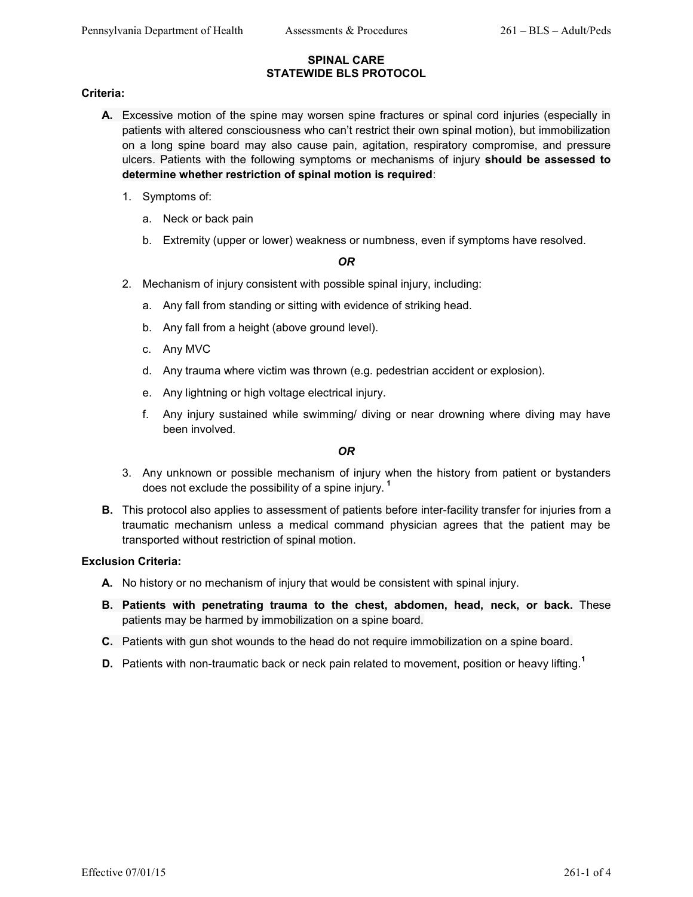# SPINAL CARE
## STATEWIDE BLS PROTOCOL

**Criteria:**

**A.** Excessive motion of the spine may worsen spine fractures or spinal cord injuries (especially in patients with altered consciousness who can't restrict their own spinal motion), but immobilization on a long spine board may also cause pain, agitation, respiratory compromise, and pressure ulcers. Patients with the following symptoms or mechanisms of injury **should be assessed to determine whether restriction of spinal motion is required**:

1. Symptoms of:
   a. Neck or back pain
   b. Extremity (upper or lower) weakness or numbness, even if symptoms have resolved.

   ***OR***

2. Mechanism of injury consistent with possible spinal injury, including:
   a. Any fall from standing or sitting with evidence of striking head.
   b. Any fall from a height (above ground level).
   c. Any MVC
   d. Any trauma where victim was thrown (e.g. pedestrian accident or explosion).
   e. Any lightning or high voltage electrical injury.
   f. Any injury sustained while swimming/ diving or near drowning where diving may have been involved.

   ***OR***

3. Any unknown or possible mechanism of injury when the history from patient or bystanders does not exclude the possibility of a spine injury. [1]

**B.** This protocol also applies to assessment of patients before inter-facility transfer for injuries from a traumatic mechanism unless a medical command physician agrees that the patient may be transported without restriction of spinal motion.

**Exclusion Criteria:**

**A.** No history or no mechanism of injury that would be consistent with spinal injury.

**B.** **Patients with penetrating trauma to the chest, abdomen, head, neck, or back.** These patients may be harmed by immobilization on a spine board.

**C.** Patients with gun shot wounds to the head do not require immobilization on a spine board.

**D.** Patients with non-traumatic back or neck pain related to movement, position or heavy lifting.[1]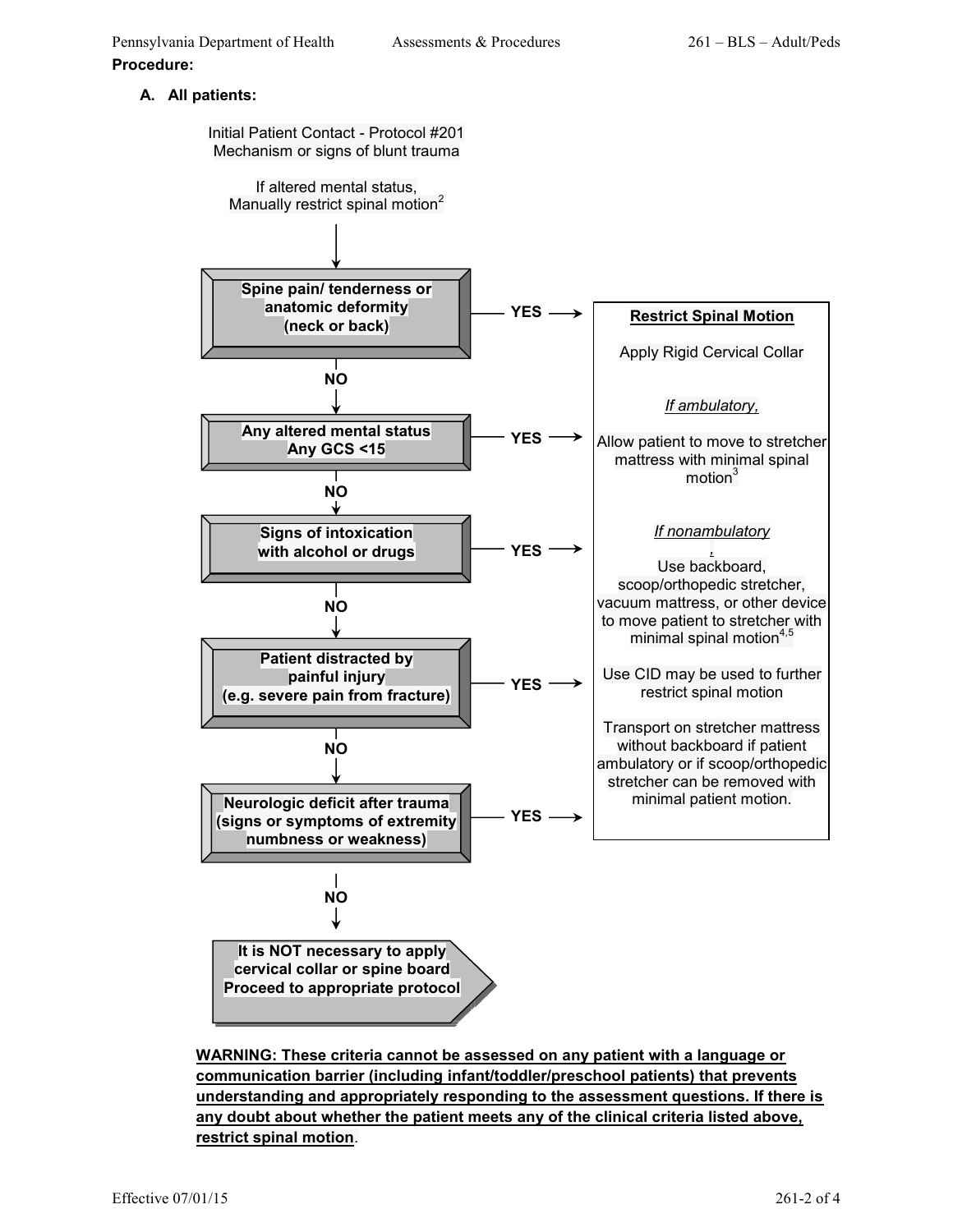**Procedure:**

**A. All patients:**

Initial Patient Contact - Protocol #201
Mechanism or signs of blunt trauma

If altered mental status,
Manually restrict spinal motion[2]

**Spine pain/ tenderness or anatomic deformity (neck or back)** — **YES** → Restrict Spinal Motion

**NO** ↓

**Any altered mental status Any GCS <15** — **YES** → Restrict Spinal Motion

**NO** ↓

**Signs of intoxication with alcohol or drugs** — **YES** → Restrict Spinal Motion

**NO** ↓

**Patient distracted by painful injury (e.g. severe pain from fracture)** — **YES** → Restrict Spinal Motion

**NO** ↓

**Neurologic deficit after trauma (signs or symptoms of extremity numbness or weakness)** — **YES** → Restrict Spinal Motion

**NO** ↓

**It is NOT necessary to apply cervical collar or spine board Proceed to appropriate protocol**

<u>**Restrict Spinal Motion**</u>

Apply Rigid Cervical Collar

*<u>If ambulatory,</u>*

Allow patient to move to stretcher mattress with minimal spinal motion[3]

*<u>If nonambulatory</u>*
*<u>,</u>*
Use backboard, scoop/orthopedic stretcher, vacuum mattress, or other device to move patient to stretcher with minimal spinal motion[4,5]

Use CID may be used to further restrict spinal motion

Transport on stretcher mattress without backboard if patient ambulatory or if scoop/orthopedic stretcher can be removed with minimal patient motion.

<u>**WARNING: These criteria cannot be assessed on any patient with a language or communication barrier (including infant/toddler/preschool patients) that prevents understanding and appropriately responding to the assessment questions. If there is any doubt about whether the patient meets any of the clinical criteria listed above, restrict spinal motion**</u>.